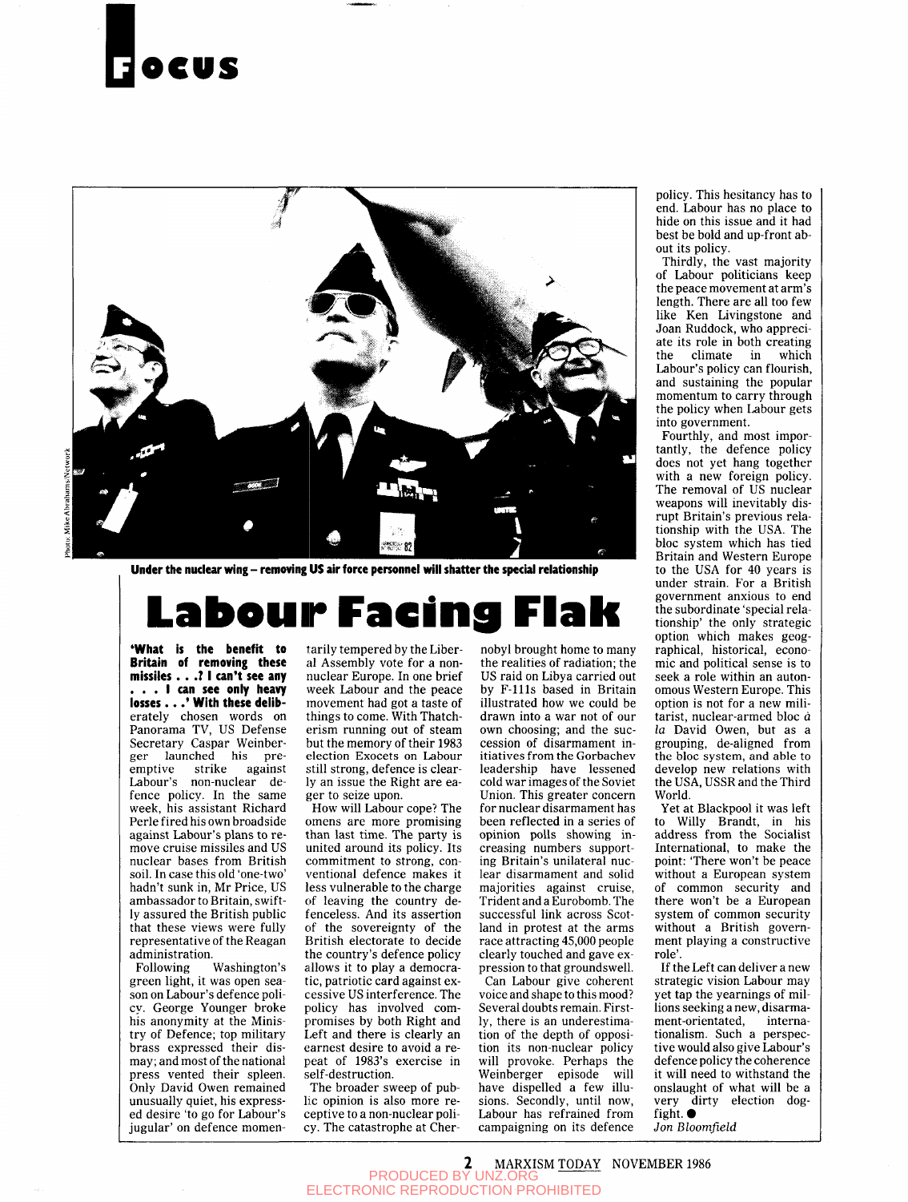# Focus

Under the nuclear wing – removing US air force personnel will shatter the special relationship

# Labour Facing Flak

**'What is the benefit to Britain of removing these missiles . . .? I can't see any . . . I can see only heavy losses . . .' With these delib**erately chosen words on Panorama TV, US Defense Secretary Caspar Weinberger launched his pre-emptive strike against Labour's non-nuclear defence policy. In the same week, his assistant Richard Perle fired his own broadside against Labour's plans to remove cruise missiles and US nuclear bases from British soil. In case this old 'one-two' hadn't sunk in, Mr Price, US ambassador to Britain, swiftly assured the British public that these views were fully representative of the Reagan administration.

Following Washington's green light, it was open season on Labour's defence policy. George Younger broke his anonymity at the Ministry of Defence; top military brass expressed their dismay; and most of the national press vented their spleen. Only David Owen remained unusually quiet, his expressed desire 'to go for Labour's jugular' on defence momentarily tempered by the Liberal Assembly vote for a non-nuclear Europe. In one brief week Labour and the peace movement had got a taste of things to come. With Thatcherism running out of steam but the memory of their 1983 election Exocets on Labour still strong, defence is clearly an issue the Right are eager to seize upon.

How will Labour cope? The omens are more promising than last time. The party is united around its policy. Its commitment to strong, conventional defence makes it less vulnerable to the charge of leaving the country defenceless. And its assertion of the sovereignty of the British electorate to decide the country's defence policy allows it to play a democratic, patriotic card against excessive US interference. The policy has involved compromises by both Right and Left and there is clearly an earnest desire to avoid a repeat of 1983's exercise in self-destruction.

The broader sweep of public opinion is also more receptive to a non-nuclear policy. The catastrophe at Chernobyl brought home to many the realities of radiation; the US raid on Libya carried out by F-111s based in Britain illustrated how we could be drawn into a war not of our own choosing; and the succession of disarmament initiatives from the Gorbachev leadership have lessened cold war images of the Soviet Union. This greater concern for nuclear disarmament has been reflected in a series of opinion polls showing increasing numbers supporting Britain's unilateral nuclear disarmament and solid majorities against cruise, Trident and a Eurobomb. The successful link across Scotland in protest at the arms race attracting 45,000 people clearly touched and gave expression to that groundswell.

Can Labour give coherent voice and shape to this mood? Several doubts remain. Firstly, there is an underestimation of the depth of opposition its non-nuclear policy will provoke. Perhaps the Weinberger episode will have dispelled a few illusions. Secondly, until now, Labour has refrained from campaigning on its defence policy. This hesitancy has to end. Labour has no place to hide on this issue and it had best be bold and up-front about its policy.

Thirdly, the vast majority of Labour politicians keep the peace movement at arm's length. There are all too few like Ken Livingstone and Joan Ruddock, who appreciate its role in both creating the climate in which Labour's policy can flourish, and sustaining the popular momentum to carry through the policy when Labour gets into government.

Fourthly, and most importantly, the defence policy does not yet hang together with a new foreign policy. The removal of US nuclear weapons will inevitably disrupt Britain's previous relationship with the USA. The bloc system which has tied Britain and Western Europe to the USA for 40 years is under strain. For a British government anxious to end the subordinate 'special relationship' the only strategic option which makes geographical, historical, economic and political sense is to seek a role within an autonomous Western Europe. This option is not for a new militarist, nuclear-armed bloc *à la* David Owen, but as a grouping, de-aligned from the bloc system, and able to develop new relations with the USA, USSR and the Third World.

Yet at Blackpool it was left to Willy Brandt, in his address from the Socialist International, to make the point: 'There won't be peace without a European system of common security and there won't be a European system of common security without a British government playing a constructive role'.

If the Left can deliver a new strategic vision Labour may yet tap the yearnings of millions seeking a new, disarmament-orientated, internationalism. Such a perspective would also give Labour's defence policy the coherence it will need to withstand the onslaught of what will be a very dirty election dogfight. ●

*Jon Bloomfield*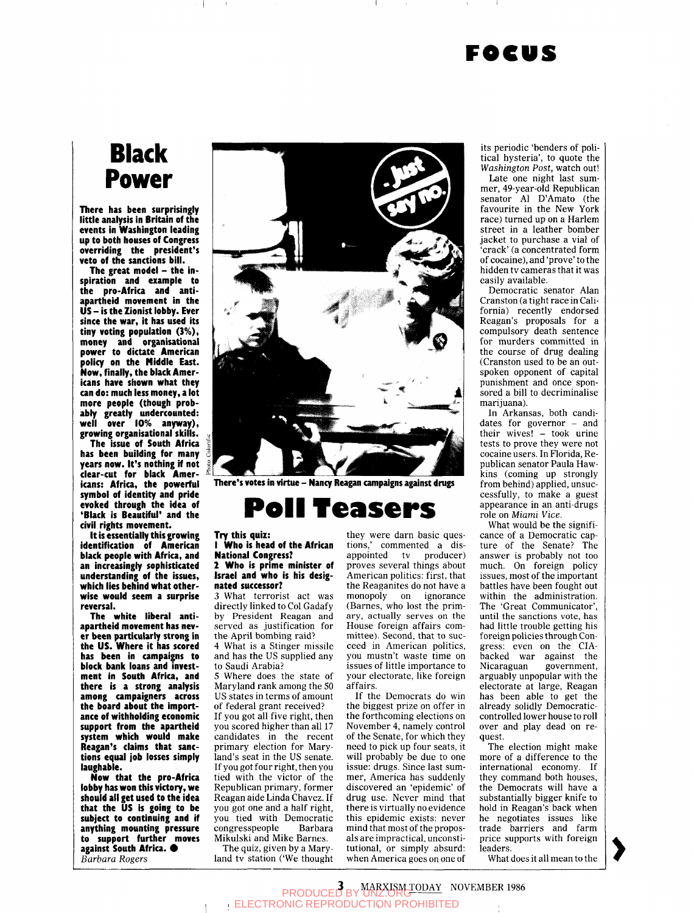# FOCUS

## Black Power

**There has been surprisingly little analysis in Britain of the events in Washington leading up to both houses of Congress overriding the president's veto of the sanctions bill.**

**The great model – the inspiration and example to the pro-Africa and anti-apartheid movement in the US – is the Zionist lobby. Ever since the war, it has used its tiny voting population (3%), money and organisational power to dictate American policy on the Middle East. Now, finally, the black Americans have shown what they can do: much less money, a lot more people (though probably greatly undercounted: well over 10% anyway), growing organisational skills.**

**The issue of South Africa has been building for many years now. It's nothing if not clear-cut for black Americans: Africa, the powerful symbol of identity and pride evoked through the idea of 'Black is Beautiful' and the civil rights movement.**

**It is essentially this growing identification of American black people with Africa, and an increasingly sophisticated understanding of the issues, which lies behind what otherwise would seem a surprise reversal.**

**The white liberal anti-apartheid movement has never been particularly strong in the US. Where it has scored has been in campaigns to block bank loans and investment in South Africa, and there is a strong analysis among campaigners across the board about the importance of withholding economic support from the apartheid system which would make Reagan's claims that sanctions equal job losses simply laughable.**

**Now that the pro-Africa lobby has won this victory, we should all get used to the idea that the US is going to be subject to continuing and if anything mounting pressure to support further moves against South Africa. ●**

*Barbara Rogers*

Photo: Colorific

**There's votes in virtue – Nancy Reagan campaigns against drugs**

## Poll Teasers

**Try this quiz:**

**1 Who is head of the African National Congress?**

**2 Who is prime minister of Israel and who is his designated successor?**

3 What terrorist act was directly linked to Col Gadafy by President Reagan and served as justification for the April bombing raid?

4 What is a Stinger missile and has the US supplied any to Saudi Arabia?

5 Where does the state of Maryland rank among the 50 US states in terms of amount of federal grant received?

If you got all five right, then you scored higher than all 17 candidates in the recent primary election for Maryland's seat in the US senate. If you got four right, then you tied with the victor of the Republican primary, former Reagan aide Linda Chavez. If you got one and a half right, you tied with Democratic congresspeople Barbara Mikulski and Mike Barnes.

The quiz, given by a Maryland tv station ('We thought they were darn basic questions,' commented a disappointed tv producer) proves several things about American politics: first, that the Reaganites do not have a monopoly on ignorance (Barnes, who lost the primary, actually serves on the House foreign affairs committee). Second, that to succeed in American politics, you mustn't waste time on issues of little importance to your electorate, like foreign affairs.

If the Democrats do win the biggest prize on offer in the forthcoming elections on November 4, namely control of the Senate, for which they need to pick up four seats, it will probably be due to one issue: drugs. Since last summer, America has suddenly discovered an 'epidemic' of drug use. Never mind that there is virtually no evidence this epidemic exists: never mind that most of the proposals are impractical, unconstitutional, or simply absurd: when America goes on one of its periodic 'benders of political hysteria', to quote the *Washington Post*, watch out!

Late one night last summer, 49-year-old Republican senator Al D'Amato (the favourite in the New York race) turned up on a Harlem street in a leather bomber jacket to purchase a vial of 'crack' (a concentrated form of cocaine), and 'prove' to the hidden tv cameras that it was easily available.

Democratic senator Alan Cranston (a tight race in California) recently endorsed Reagan's proposals for a compulsory death sentence for murders committed in the course of drug dealing (Cranston used to be an outspoken opponent of capital punishment and once sponsored a bill to decriminalise marijuana).

In Arkansas, both candidates for governor – and their wives! – took urine tests to prove they were not cocaine users. In Florida, Republican senator Paula Hawkins (coming up strongly from behind) applied, unsuccessfully, to make a guest appearance in an anti-drugs role on *Miami Vice*.

What would be the significance of a Democratic capture of the Senate? The answer is probably not too much. On foreign policy issues, most of the important battles have been fought out within the administration. The 'Great Communicator', until the sanctions vote, has had little trouble getting his foreign policies through Congress: even on the CIA-backed war against the Nicaraguan government, arguably unpopular with the electorate at large, Reagan has been able to get the already solidly Democratic-controlled lower house to roll over and play dead on request.

The election might make more of a difference to the international economy. If they command both houses, the Democrats will have a substantially bigger knife to hold in Reagan's back when he negotiates issues like trade barriers and farm price supports with foreign leaders.

What does it all mean to the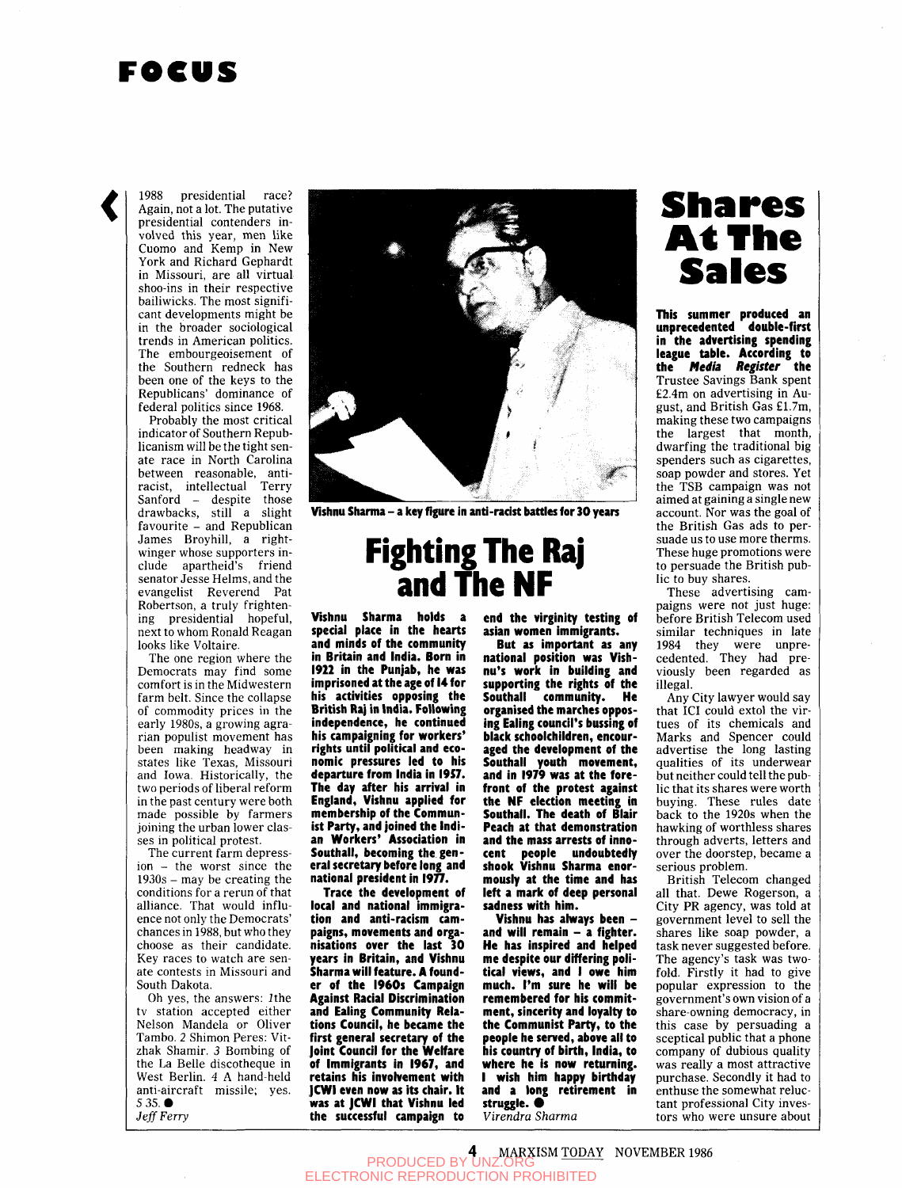# FOCUS

1988 presidential race? Again, not a lot. The putative presidential contenders involved this year, men like Cuomo and Kemp in New York and Richard Gephardt in Missouri, are all virtual shoo-ins in their respective bailiwicks. The most significant developments might be in the broader sociological trends in American politics. The embourgeoisement of the Southern redneck has been one of the keys to the Republicans' dominance of federal politics since 1968.

Probably the most critical indicator of Southern Republicanism will be the tight senate race in North Carolina between reasonable, anti-racist, intellectual Terry Sanford – despite those drawbacks, still a slight favourite – and Republican James Broyhill, a right-winger whose supporters include apartheid's friend senator Jesse Helms, and the evangelist Reverend Pat Robertson, a truly frightening presidential hopeful, next to whom Ronald Reagan looks like Voltaire.

The one region where the Democrats may find some comfort is in the Midwestern farm belt. Since the collapse of commodity prices in the early 1980s, a growing agrarian populist movement has been making headway in states like Texas, Missouri and Iowa. Historically, the two periods of liberal reform in the past century were both made possible by farmers joining the urban lower classes in political protest.

The current farm depression – the worst since the 1930s – may be creating the conditions for a rerun of that alliance. That would influence not only the Democrats' chances in 1988, but who they choose as their candidate. Key races to watch are senate contests in Missouri and South Dakota.

Oh yes, the answers: 1the tv station accepted either Nelson Mandela or Oliver Tambo. 2 Shimon Peres: Vitzhak Shamir. 3 Bombing of the La Belle discotheque in West Berlin. 4 A hand-held anti-aircraft missile; yes. 5 35. ●

*Jeff Ferry*

**Vishnu Sharma – a key figure in anti-racist battles for 30 years**

## Fighting The Raj and The NF

**Vishnu Sharma holds a special place in the hearts and minds of the community in Britain and India. Born in 1922 in the Punjab, he was imprisoned at the age of 14 for his activities opposing the British Raj in India. Following independence, he continued his campaigning for workers' rights until political and economic pressures led to his departure from India in 1957. The day after his arrival in England, Vishnu applied for membership of the Communist Party, and joined the Indian Workers' Association in Southall, becoming the general secretary before long and national president in 1977.**

**Trace the development of local and national immigration and anti-racism campaigns, movements and organisations over the last 30 years in Britain, and Vishnu Sharma will feature. A founder of the 1960s Campaign Against Racial Discrimination and Ealing Community Relations Council, he became the first general secretary of the Joint Council for the Welfare of Immigrants in 1967, and retains his involvement with JCWI even now as its chair. It was at JCWI that Vishnu led the successful campaign to end the virginity testing of asian women immigrants.**

**But as important as any national position was Vishnu's work in building and supporting the rights of the Southall community. He organised the marches opposing Ealing council's bussing of black schoolchildren, encouraged the development of the Southall youth movement, and in 1979 was at the forefront of the protest against the NF election meeting in Southall. The death of Blair Peach at that demonstration and the mass arrests of innocent people undoubtedly shook Vishnu Sharma enormously at the time and has left a mark of deep personal sadness with him.**

**Vishnu has always been – and will remain – a fighter. He has inspired and helped me despite our differing political views, and I owe him much. I'm sure he will be remembered for his commitment, sincerity and loyalty to the Communist Party, to the people he served, above all to his country of birth, India, to where he is now returning. I wish him happy birthday and a long retirement in struggle.** ●

*Virendra Sharma*

## Shares At The Sales

**This summer produced an unprecedented double-first in the advertising spending league table. According to the *Media Register* the** Trustee Savings Bank spent £2.4m on advertising in August, and British Gas £1.7m, making these two campaigns the largest that month, dwarfing the traditional big spenders such as cigarettes, soap powder and stores. Yet the TSB campaign was not aimed at gaining a single new account. Nor was the goal of the British Gas ads to persuade us to use more therms. These huge promotions were to persuade the British public to buy shares.

These advertising campaigns were not just huge: before British Telecom used similar techniques in late 1984 they were unprecedented. They had previously been regarded as illegal.

Any City lawyer would say that ICI could extol the virtues of its chemicals and Marks and Spencer could advertise the long lasting qualities of its underwear but neither could tell the public that its shares were worth buying. These rules date back to the 1920s when the hawking of worthless shares through adverts, letters and over the doorstep, became a serious problem.

British Telecom changed all that. Dewe Rogerson, a City PR agency, was told at government level to sell the shares like soap powder, a task never suggested before. The agency's task was twofold. Firstly it had to give popular expression to the government's own vision of a share-owning democracy, in this case by persuading a sceptical public that a phone company of dubious quality was really a most attractive purchase. Secondly it had to enthuse the somewhat reluctant professional City investors who were unsure about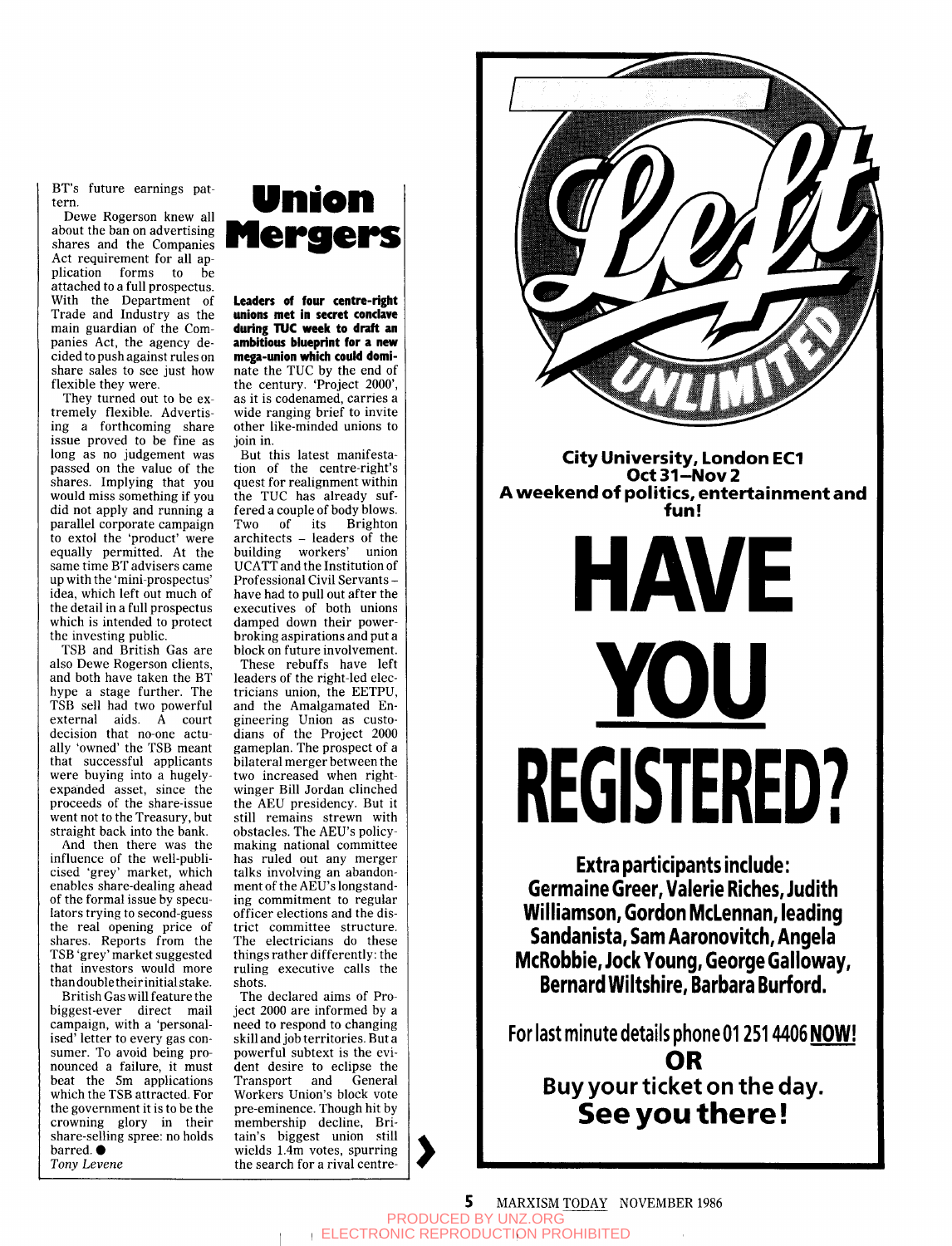BT's future earnings pattern.

Dewe Rogerson knew all about the ban on advertising shares and the Companies Act requirement for all application forms to be attached to a full prospectus. With the Department of Trade and Industry as the main guardian of the Companies Act, the agency decided to push against rules on share sales to see just how flexible they were.

They turned out to be extremely flexible. Advertising a forthcoming share issue proved to be fine as long as no judgement was passed on the value of the shares. Implying that you would miss something if you did not apply and running a parallel corporate campaign to extol the 'product' were equally permitted. At the same time BT advisers came up with the 'mini-prospectus' idea, which left out much of the detail in a full prospectus which is intended to protect the investing public.

TSB and British Gas are also Dewe Rogerson clients, and both have taken the BT hype a stage further. The TSB sell had two powerful external aids. A court decision that no-one actually 'owned' the TSB meant that successful applicants were buying into a hugely-expanded asset, since the proceeds of the share-issue went not to the Treasury, but straight back into the bank.

And then there was the influence of the well-publicised 'grey' market, which enables share-dealing ahead of the formal issue by speculators trying to second-guess the real opening price of shares. Reports from the TSB 'grey' market suggested that investors would more than double their initial stake.

British Gas will feature the biggest-ever direct mail campaign, with a 'personalised' letter to every gas consumer. To avoid being pronounced a failure, it must beat the 5m applications which the TSB attracted. For the government it is to be the crowning glory in their share-selling spree: no holds barred. ●

*Tony Levene*

# Union Mergers

**Leaders of four centre-right unions met in secret conclave during TUC week to draft an ambitious blueprint for a new mega-union which could dominate the TUC by the end of the century.** 'Project 2000', as it is codenamed, carries a wide ranging brief to invite other like-minded unions to join in.

But this latest manifestation of the centre-right's quest for realignment within the TUC has already suffered a couple of body blows. Two of its Brighton architects – leaders of the building workers' union UCATT and the Institution of Professional Civil Servants – have had to pull out after the executives of both unions damped down their power-broking aspirations and put a block on future involvement.

These rebuffs have left leaders of the right-led electricians union, the EETPU, and the Amalgamated Engineering Union as custodians of the Project 2000 gameplan. The prospect of a bilateral merger between the two increased when right-winger Bill Jordan clinched the AEU presidency. But it still remains strewn with obstacles. The AEU's policy-making national committee has ruled out any merger talks involving an abandonment of the AEU's longstanding commitment to regular officer elections and the district committee structure. The electricians do these things rather differently: the ruling executive calls the shots.

The declared aims of Project 2000 are informed by a need to respond to changing skill and job territories. But a powerful subtext is the evident desire to eclipse the Transport and General Workers Union's block vote pre-eminence. Though hit by membership decline, Britain's biggest union still wields 1.4m votes, spurring the search for a rival centre- ›

Left Unlimited

City University, London EC1
Oct 31–Nov 2
A weekend of politics, entertainment and fun!

HAVE YOU REGISTERED?

Extra participants include:
Germaine Greer, Valerie Riches, Judith Williamson, Gordon McLennan, leading Sandanista, Sam Aaronovitch, Angela McRobbie, Jock Young, George Galloway, Bernard Wiltshire, Barbara Burford.

For last minute details phone 01 251 4406 **NOW!**
OR
Buy your ticket on the day.
**See you there!**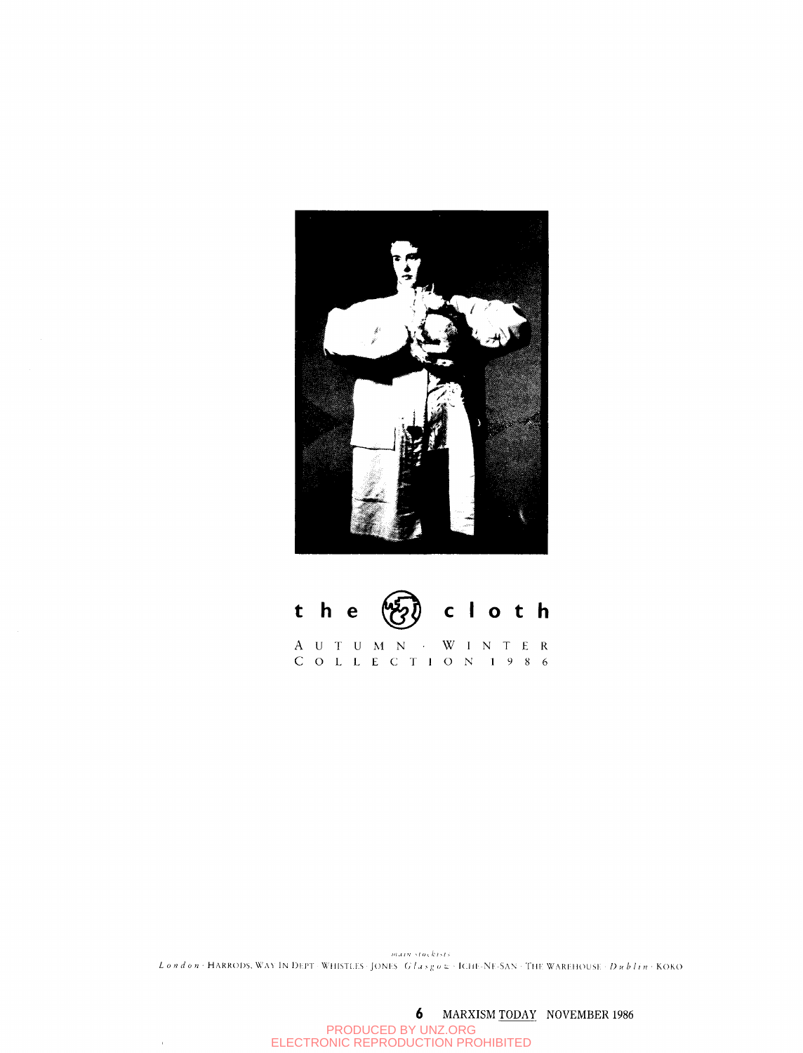the cloth

AUTUMN · WINTER
COLLECTION 1986

*main stockists*

*London* · HARRODS, WAY IN DEPT · WHISTLES · JONES · *Glasgow* · ICHI-NE-SAN · THE WAREHOUSE · *Dublin* · KOKO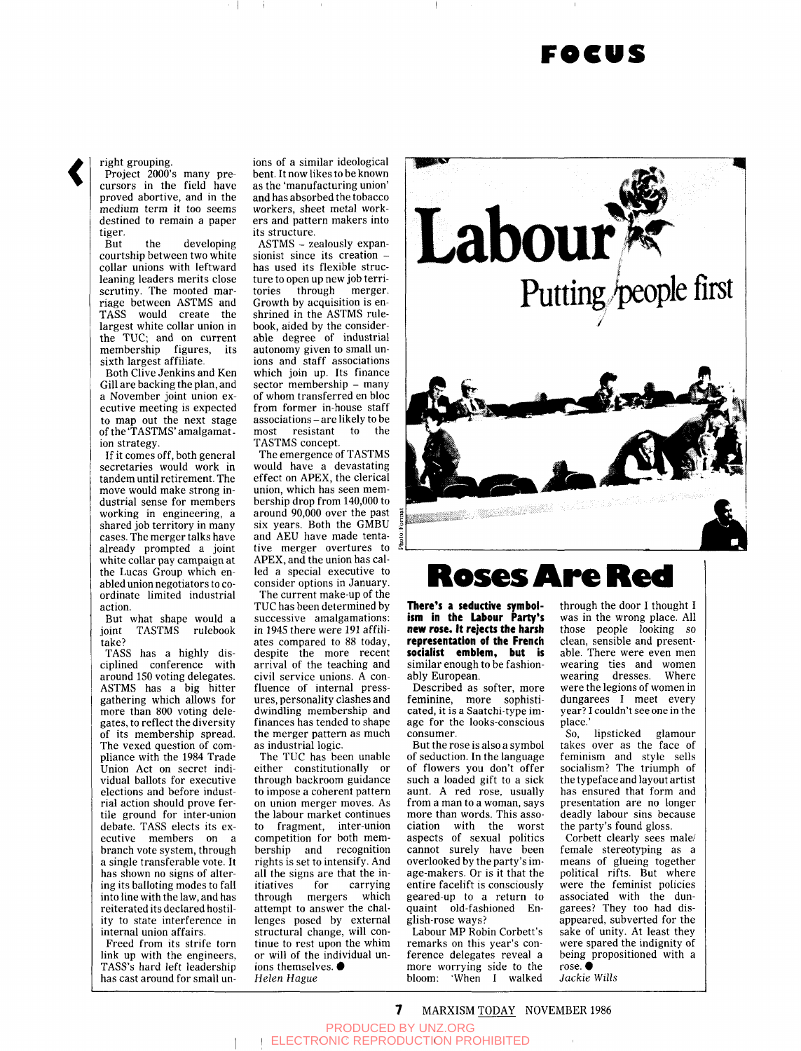right grouping.

Project 2000's many precursors in the field have proved abortive, and in the medium term it too seems destined to remain a paper tiger.

But the developing courtship between two white collar unions with leftward leaning leaders merits close scrutiny. The mooted marriage between ASTMS and TASS would create the largest white collar union in the TUC; and on current membership figures, its sixth largest affiliate.

Both Clive Jenkins and Ken Gill are backing the plan, and a November joint union executive meeting is expected to map out the next stage of the 'TASTMS' amalgamation strategy.

If it comes off, both general secretaries would work in tandem until retirement. The move would make strong industrial sense for members working in engineering, a shared job territory in many cases. The merger talks have already prompted a joint white collar pay campaign at the Lucas Group which enabled union negotiators to coordinate limited industrial action.

But what shape would a joint TASTMS rulebook take?

TASS has a highly disciplined conference with around 150 voting delegates. ASTMS has a big hitter gathering which allows for more than 800 voting delegates, to reflect the diversity of its membership spread. The vexed question of compliance with the 1984 Trade Union Act on secret individual ballots for executive elections and before industrial action should prove fertile ground for inter-union debate. TASS elects its executive members on a branch vote system, through a single transferable vote. It has shown no signs of altering its balloting modes to fall into line with the law, and has reiterated its declared hostility to state interference in internal union affairs.

Freed from its strife torn link up with the engineers, TASS's hard left leadership has cast around for small unions of a similar ideological bent. It now likes to be known as the 'manufacturing union' and has absorbed the tobacco workers, sheet metal workers and pattern makers into its structure.

ASTMS – zealously expansionist since its creation – has used its flexible structure to open up new job territories through merger. Growth by acquisition is enshrined in the ASTMS rulebook, aided by the considerable degree of industrial autonomy given to small unions and staff associations which join up. Its finance sector membership – many of whom transferred en bloc from former in-house staff associations – are likely to be most resistant to the TASTMS concept.

The emergence of TASTMS would have a devastating effect on APEX, the clerical union, which has seen membership drop from 140,000 to around 90,000 over the past six years. Both the GMBU and AEU have made tentative merger overtures to APEX, and the union has called a special executive to consider options in January.

The current make-up of the TUC has been determined by successive amalgamations: in 1945 there were 191 affiliates compared to 88 today, despite the more recent arrival of the teaching and civil service unions. A confluence of internal pressures, personality clashes and dwindling membership and finances has tended to shape the merger pattern as much as industrial logic.

The TUC has been unable either constitutionally or through backroom guidance to impose a coherent pattern on union merger moves. As the labour market continues to fragment, inter-union competition for both membership and recognition rights is set to intensify. And all the signs are that the initiatives for carrying through mergers which attempt to answer the challenges posed by external structural change, will continue to rest upon the whim or will of the individual unions themselves. ●

*Helen Hague*

Labour
Putting people first

Photo Format

# Roses Are Red

**There's a seductive symbolism in the Labour Party's new rose. It rejects the harsh representation of the French socialist emblem, but is** similar enough to be fashionably European.

Described as softer, more feminine, more sophisticated, it is a Saatchi-type image for the looks-conscious consumer.

But the rose is also a symbol of seduction. In the language of flowers you don't offer such a loaded gift to a sick aunt. A red rose, usually from a man to a woman, says more than words. This association with the worst aspects of sexual politics cannot surely have been overlooked by the party's image-makers. Or is it that the entire facelift is consciously geared-up to a return to quaint old-fashioned English-rose ways?

Labour MP Robin Corbett's remarks on this year's conference delegates reveal a more worrying side to the bloom: 'When I walked through the door I thought I was in the wrong place. All those people looking so clean, sensible and presentable. There were even men wearing ties and women wearing dresses. Where were the legions of women in dungarees I meet every year? I couldn't see one in the place.'

So, lipsticked glamour takes over as the face of feminism and style sells socialism? The triumph of the typeface and layout artist has ensured that form and presentation are no longer deadly labour sins because the party's found gloss.

Corbett clearly sees male/female stereotyping as a means of glueing together political rifts. But where were the feminist policies associated with the dungarees? They too had disappeared, subverted for the sake of unity. At least they were spared the indignity of being propositioned with a rose. ●

*Jackie Wills*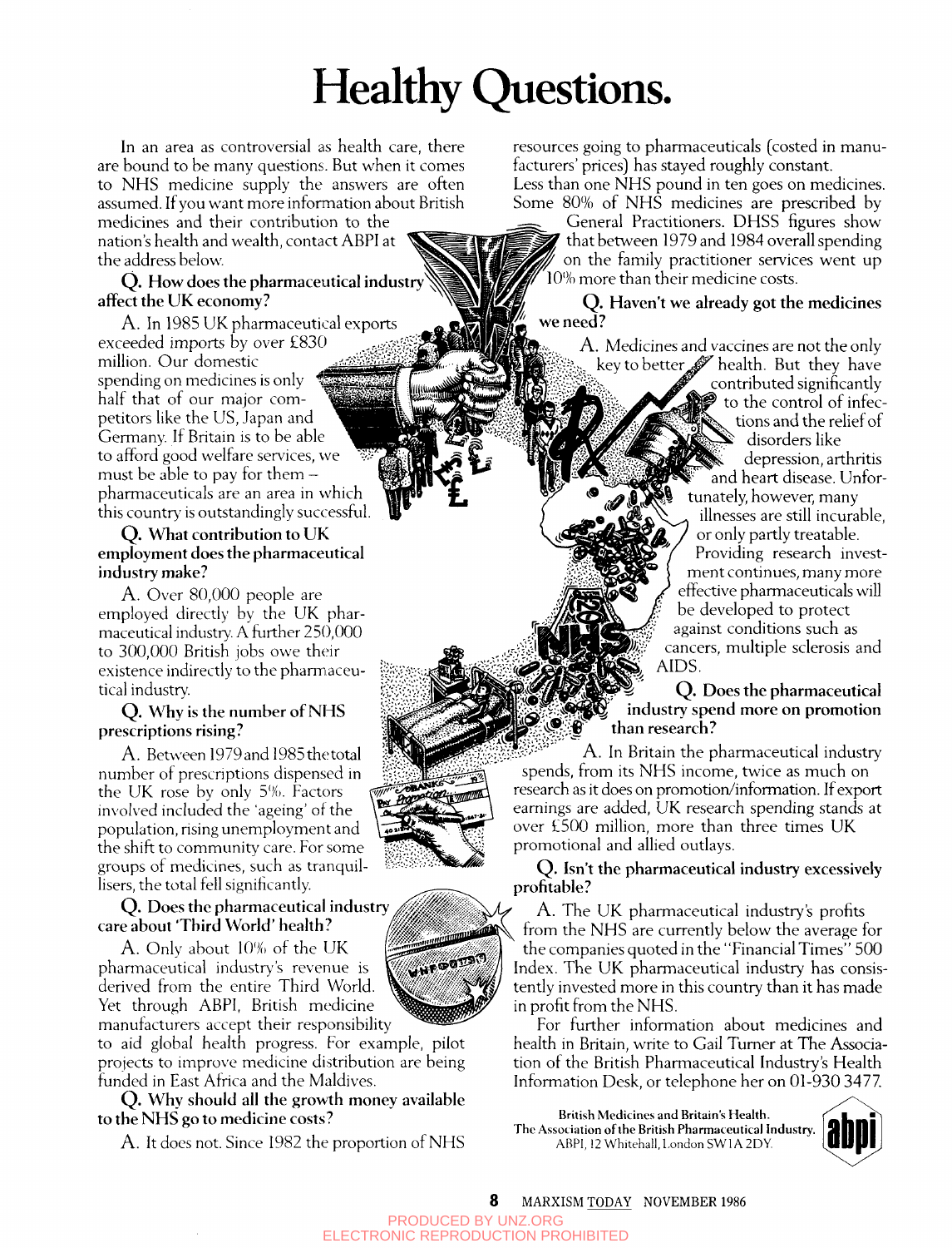# Healthy Questions.

In an area as controversial as health care, there are bound to be many questions. But when it comes to NHS medicine supply the answers are often assumed. If you want more information about British medicines and their contribution to the nation's health and wealth, contact ABPI at the address below.

**Q. How does the pharmaceutical industry affect the UK economy?**

A. In 1985 UK pharmaceutical exports exceeded imports by over £830 million. Our domestic spending on medicines is only half that of our major competitors like the US, Japan and Germany. If Britain is to be able to afford good welfare services, we must be able to pay for them – pharmaceuticals are an area in which this country is outstandingly successful.

**Q. What contribution to UK employment does the pharmaceutical industry make?**

A. Over 80,000 people are employed directly by the UK pharmaceutical industry. A further 250,000 to 300,000 British jobs owe their existence indirectly to the pharmaceutical industry.

**Q. Why is the number of NHS prescriptions rising?**

A. Between 1979 and 1985 the total number of prescriptions dispensed in the UK rose by only 5%. Factors involved included the 'ageing' of the population, rising unemployment and the shift to community care. For some groups of medicines, such as tranquillisers, the total fell significantly.

**Q. Does the pharmaceutical industry care about 'Third World' health?**

A. Only about 10% of the UK pharmaceutical industry's revenue is derived from the entire Third World. Yet through ABPI, British medicine manufacturers accept their responsibility to aid global health progress. For example, pilot projects to improve medicine distribution are being funded in East Africa and the Maldives.

**Q. Why should all the growth money available to the NHS go to medicine costs?**

A. It does not. Since 1982 the proportion of NHS resources going to pharmaceuticals (costed in manufacturers' prices) has stayed roughly constant. Less than one NHS pound in ten goes on medicines. Some 80% of NHS medicines are prescribed by General Practitioners. DHSS figures show that between 1979 and 1984 overall spending on the family practitioner services went up 10% more than their medicine costs.

**Q. Haven't we already got the medicines we need?**

A. Medicines and vaccines are not the only key to better health. But they have contributed significantly to the control of infections and the relief of disorders like depression, arthritis and heart disease. Unfortunately, however, many illnesses are still incurable, or only partly treatable. Providing research investment continues, many more effective pharmaceuticals will be developed to protect against conditions such as cancers, multiple sclerosis and AIDS.

**Q. Does the pharmaceutical industry spend more on promotion than research?**

A. In Britain the pharmaceutical industry spends, from its NHS income, twice as much on research as it does on promotion/information. If export earnings are added, UK research spending stands at over £500 million, more than three times UK promotional and allied outlays.

**Q. Isn't the pharmaceutical industry excessively profitable?**

A. The UK pharmaceutical industry's profits from the NHS are currently below the average for the companies quoted in the "Financial Times" 500 Index. The UK pharmaceutical industry has consistently invested more in this country than it has made in profit from the NHS.

For further information about medicines and health in Britain, write to Gail Turner at The Association of the British Pharmaceutical Industry's Health Information Desk, or telephone her on 01-930 3477.

British Medicines and Britain's Health.
The Association of the British Pharmaceutical Industry.
ABPI, 12 Whitehall, London SW1A 2DY.

abpi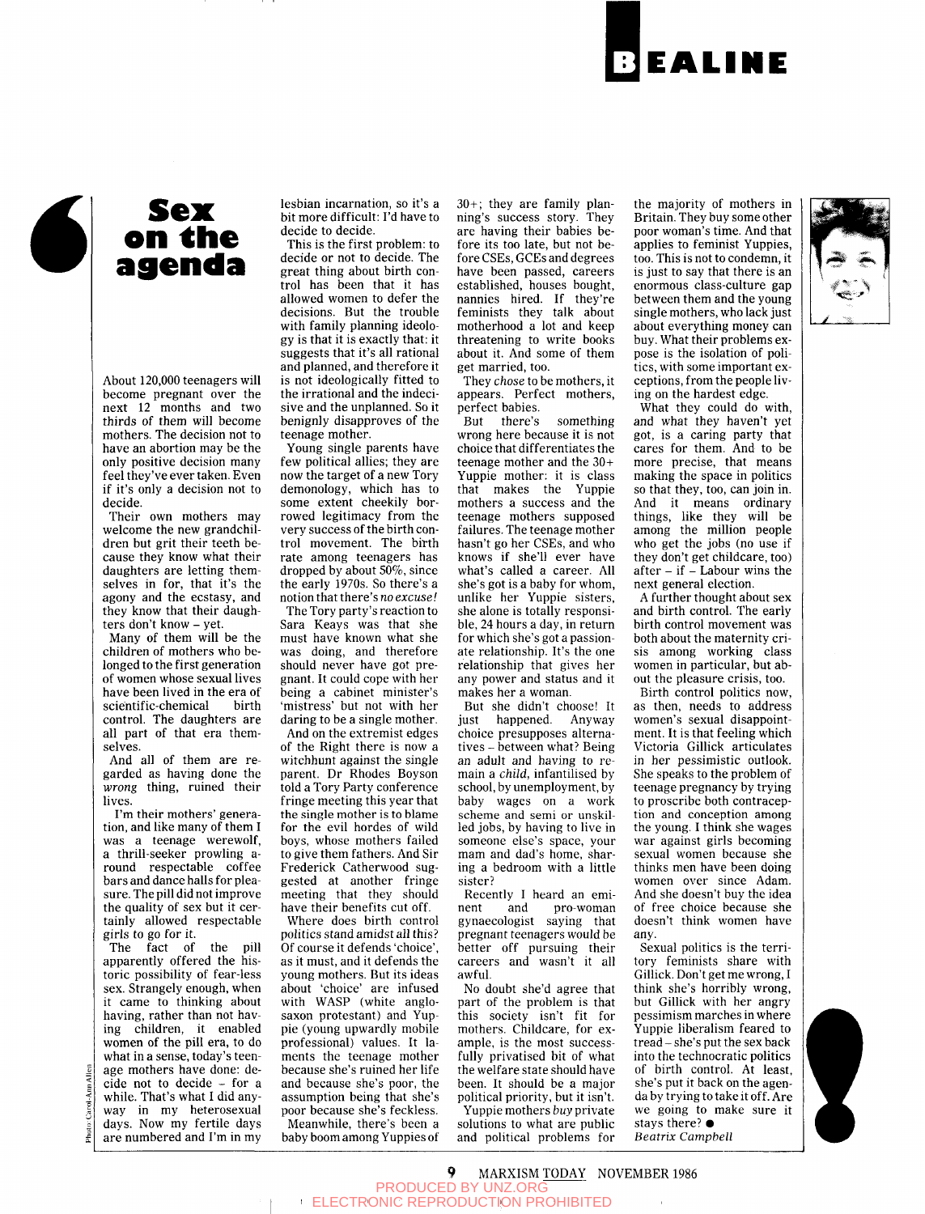# Sex on the agenda

About 120,000 teenagers will become pregnant over the next 12 months and two thirds of them will become mothers. The decision not to have an abortion may be the only positive decision many feel they've ever taken. Even if it's only a decision not to decide.

Their own mothers may welcome the new grandchildren but grit their teeth because they know what their daughters are letting themselves in for, that it's the agony and the ecstasy, and they know that their daughters don't know – yet.

Many of them will be the children of mothers who belonged to the first generation of women whose sexual lives have been lived in the era of scientific-chemical birth control. The daughters are all part of that era themselves.

And all of them are regarded as having done the *wrong* thing, ruined their lives.

I'm their mothers' generation, and like many of them I was a teenage werewolf, a thrill-seeker prowling around respectable coffee bars and dance halls for pleasure. The pill did not improve the quality of sex but it certainly allowed respectable girls to go for it.

The fact of the pill apparently offered the historic possibility of fear-less sex. Strangely enough, when it came to thinking about having, rather than not having children, it enabled women of the pill era, to do what in a sense, today's teenage mothers have done: decide not to decide – for a while. That's what I did anyway in my heterosexual days. Now my fertile days are numbered and I'm in my lesbian incarnation, so it's a bit more difficult: I'd have to decide to decide.

This is the first problem: to decide or not to decide. The great thing about birth control has been that it has allowed women to defer the decisions. But the trouble with family planning ideology is that it is exactly that: it suggests that it's all rational and planned, and therefore it is not ideologically fitted to the irrational and the indecisive and the unplanned. So it benignly disapproves of the teenage mother.

Young single parents have few political allies; they are now the target of a new Tory demonology, which has to some extent cheekily borrowed legitimacy from the very success of the birth control movement. The birth rate among teenagers has dropped by about 50%, since the early 1970s. So there's a notion that there's *no excuse!*

The Tory party's reaction to Sara Keays was that she must have known what she was doing, and therefore should never have got pregnant. It could cope with her being a cabinet minister's 'mistress' but not with her daring to be a single mother.

And on the extremist edges of the Right there is now a witchhunt against the single parent. Dr Rhodes Boyson told a Tory Party conference fringe meeting this year that the single mother is to blame for the evil hordes of wild boys, whose mothers failed to give them fathers. And Sir Frederick Catherwood suggested at another fringe meeting that they should have their benefits cut off.

Where does birth control politics stand amidst all this? Of course it defends 'choice', as it must, and it defends the young mothers. But its ideas about 'choice' are infused with WASP (white anglo-saxon protestant) and Yuppie (young upwardly mobile professional) values. It laments the teenage mother because she's ruined her life and because she's poor, the assumption being that she's poor because she's feckless.

Meanwhile, there's been a baby boom among Yuppies of 30+; they are family planning's success story. They are having their babies before its too late, but not before CSEs, GCEs and degrees have been passed, careers established, houses bought, nannies hired. If they're feminists they talk about motherhood a lot and keep threatening to write books about it. And some of them get married, too.

They *chose* to be mothers, it appears. Perfect mothers, perfect babies.

But there's something wrong here because it is not choice that differentiates the teenage mother and the 30+ Yuppie mother: it is class that makes the Yuppie mothers a success and the teenage mothers supposed failures. The teenage mother hasn't go her CSEs, and who knows if she'll ever have what's called a career. All she's got is a baby for whom, unlike her Yuppie sisters, she alone is totally responsible, 24 hours a day, in return for which she's got a passionate relationship. It's the one relationship that gives her any power and status and it makes her a woman.

But she didn't choose! It just happened. Anyway choice presupposes alternatives – between what? Being an adult and having to remain a *child*, infantilised by school, by unemployment, by baby wages on a work scheme and semi or unskilled jobs, by having to live in someone else's space, your mam and dad's home, sharing a bedroom with a little sister?

Recently I heard an eminent and pro-woman gynaecologist saying that pregnant teenagers would be better off pursuing their careers and wasn't it all awful.

No doubt she'd agree that part of the problem is that this society isn't fit for mothers. Childcare, for example, is the most successfully privatised bit of what the welfare state should have been. It should be a major political priority, but it isn't. Yuppie mothers *buy* private solutions to what are public and political problems for the majority of mothers in Britain. They buy some other poor woman's time. And that applies to feminist Yuppies, too. This is not to condemn, it is just to say that there is an enormous class-culture gap between them and the young single mothers, who lack just about everything money can buy. What their problems expose is the isolation of politics, with some important exceptions, from the people living on the hardest edge.

What they could do with, and what they haven't yet got, is a caring party that cares for them. And to be more precise, that means making the space in politics so that they, too, can join in. And it means ordinary things, like they will be among the million people who get the jobs (no use if they don't get childcare, too) after – if – Labour wins the next general election.

A further thought about sex and birth control. The early birth control movement was both about the maternity crisis among working class women in particular, but about the pleasure crisis, too.

Birth control politics now, as then, needs to address women's sexual disappointment. It is that feeling which Victoria Gillick articulates in her pessimistic outlook. She speaks to the problem of teenage pregnancy by trying to proscribe both contraception and conception among the young. I think she wages war against girls becoming sexual women because she thinks men have been doing women over since Adam. And she doesn't buy the idea of free choice because she doesn't think women have any.

Sexual politics is the territory feminists share with Gillick. Don't get me wrong, I think she's horribly wrong, but Gillick with her angry pessimism marches in where Yuppie liberalism feared to tread – she's put the sex back into the technocratic politics of birth control. At least, she's put it back on the agenda by trying to take it off. Are we going to make sure it stays there? ●

*Beatrix Campbell*

Photo: Carol-Ann Allen